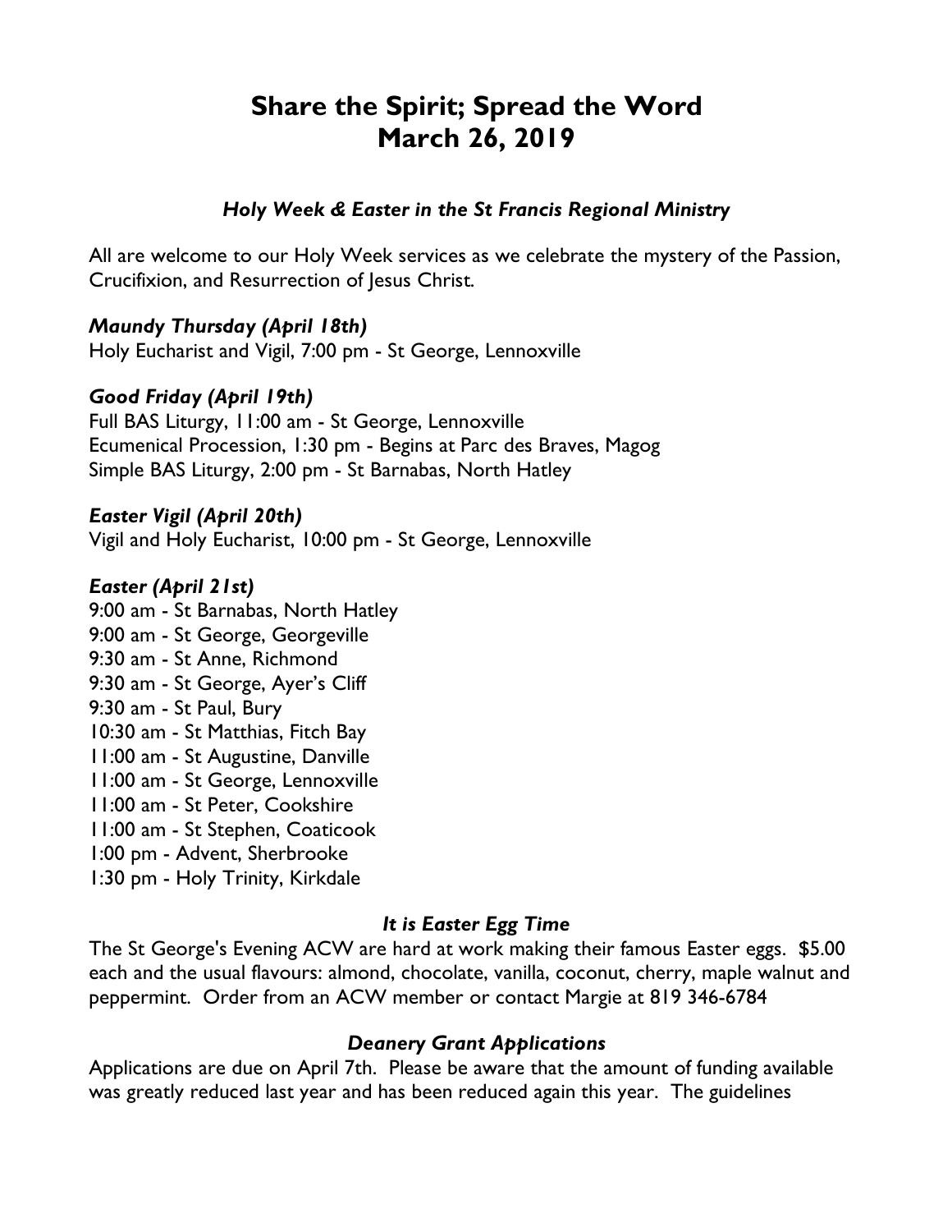# Share the Spirit; Spread the Word
# March 26, 2019

### *Holy Week & Easter in the St Francis Regional Ministry*

All are welcome to our Holy Week services as we celebrate the mystery of the Passion, Crucifixion, and Resurrection of Jesus Christ.

***Maundy Thursday (April 18th)***
Holy Eucharist and Vigil, 7:00 pm - St George, Lennoxville

***Good Friday (April 19th)***
Full BAS Liturgy, 11:00 am - St George, Lennoxville
Ecumenical Procession, 1:30 pm - Begins at Parc des Braves, Magog
Simple BAS Liturgy, 2:00 pm - St Barnabas, North Hatley

***Easter Vigil (April 20th)***
Vigil and Holy Eucharist, 10:00 pm - St George, Lennoxville

***Easter (April 21st)***
9:00 am - St Barnabas, North Hatley
9:00 am - St George, Georgeville
9:30 am - St Anne, Richmond
9:30 am - St George, Ayer's Cliff
9:30 am - St Paul, Bury
10:30 am - St Matthias, Fitch Bay
11:00 am - St Augustine, Danville
11:00 am - St George, Lennoxville
11:00 am - St Peter, Cookshire
11:00 am - St Stephen, Coaticook
1:00 pm - Advent, Sherbrooke
1:30 pm - Holy Trinity, Kirkdale

### *It is Easter Egg Time*

The St George's Evening ACW are hard at work making their famous Easter eggs. $5.00 each and the usual flavours: almond, chocolate, vanilla, coconut, cherry, maple walnut and peppermint. Order from an ACW member or contact Margie at 819 346-6784

### *Deanery Grant Applications*

Applications are due on April 7th. Please be aware that the amount of funding available was greatly reduced last year and has been reduced again this year. The guidelines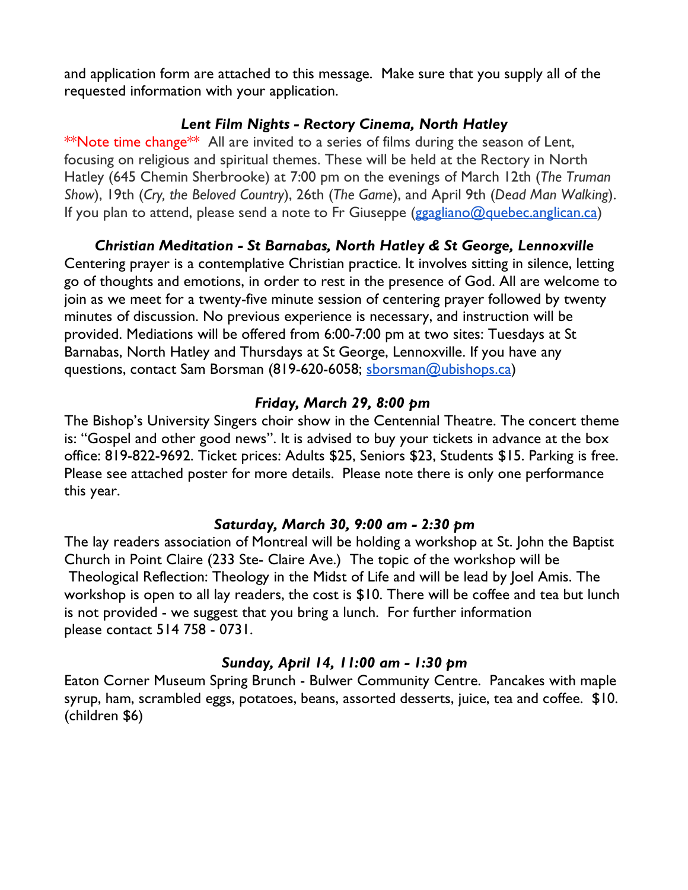and application form are attached to this message. Make sure that you supply all of the requested information with your application.

### *Lent Film Nights - Rectory Cinema, North Hatley*

**Note time change** All are invited to a series of films during the season of Lent, focusing on religious and spiritual themes. These will be held at the Rectory in North Hatley (645 Chemin Sherbrooke) at 7:00 pm on the evenings of March 12th (*The Truman Show*), 19th (*Cry, the Beloved Country*), 26th (*The Game*), and April 9th (*Dead Man Walking*). If you plan to attend, please send a note to Fr Giuseppe (ggagliano@quebec.anglican.ca)

### *Christian Meditation - St Barnabas, North Hatley & St George, Lennoxville*

Centering prayer is a contemplative Christian practice. It involves sitting in silence, letting go of thoughts and emotions, in order to rest in the presence of God. All are welcome to join as we meet for a twenty-five minute session of centering prayer followed by twenty minutes of discussion. No previous experience is necessary, and instruction will be provided. Mediations will be offered from 6:00-7:00 pm at two sites: Tuesdays at St Barnabas, North Hatley and Thursdays at St George, Lennoxville. If you have any questions, contact Sam Borsman (819-620-6058; sborsman@ubishops.ca)

### *Friday, March 29, 8:00 pm*

The Bishop's University Singers choir show in the Centennial Theatre. The concert theme is: "Gospel and other good news". It is advised to buy your tickets in advance at the box office: 819-822-9692. Ticket prices: Adults $25, Seniors $23, Students $15. Parking is free. Please see attached poster for more details. Please note there is only one performance this year.

### *Saturday, March 30, 9:00 am - 2:30 pm*

The lay readers association of Montreal will be holding a workshop at St. John the Baptist Church in Point Claire (233 Ste- Claire Ave.) The topic of the workshop will be Theological Reflection: Theology in the Midst of Life and will be lead by Joel Amis. The workshop is open to all lay readers, the cost is $10. There will be coffee and tea but lunch is not provided - we suggest that you bring a lunch. For further information please contact 514 758 - 0731.

### *Sunday, April 14, 11:00 am - 1:30 pm*

Eaton Corner Museum Spring Brunch - Bulwer Community Centre. Pancakes with maple syrup, ham, scrambled eggs, potatoes, beans, assorted desserts, juice, tea and coffee. $10. (children $6)